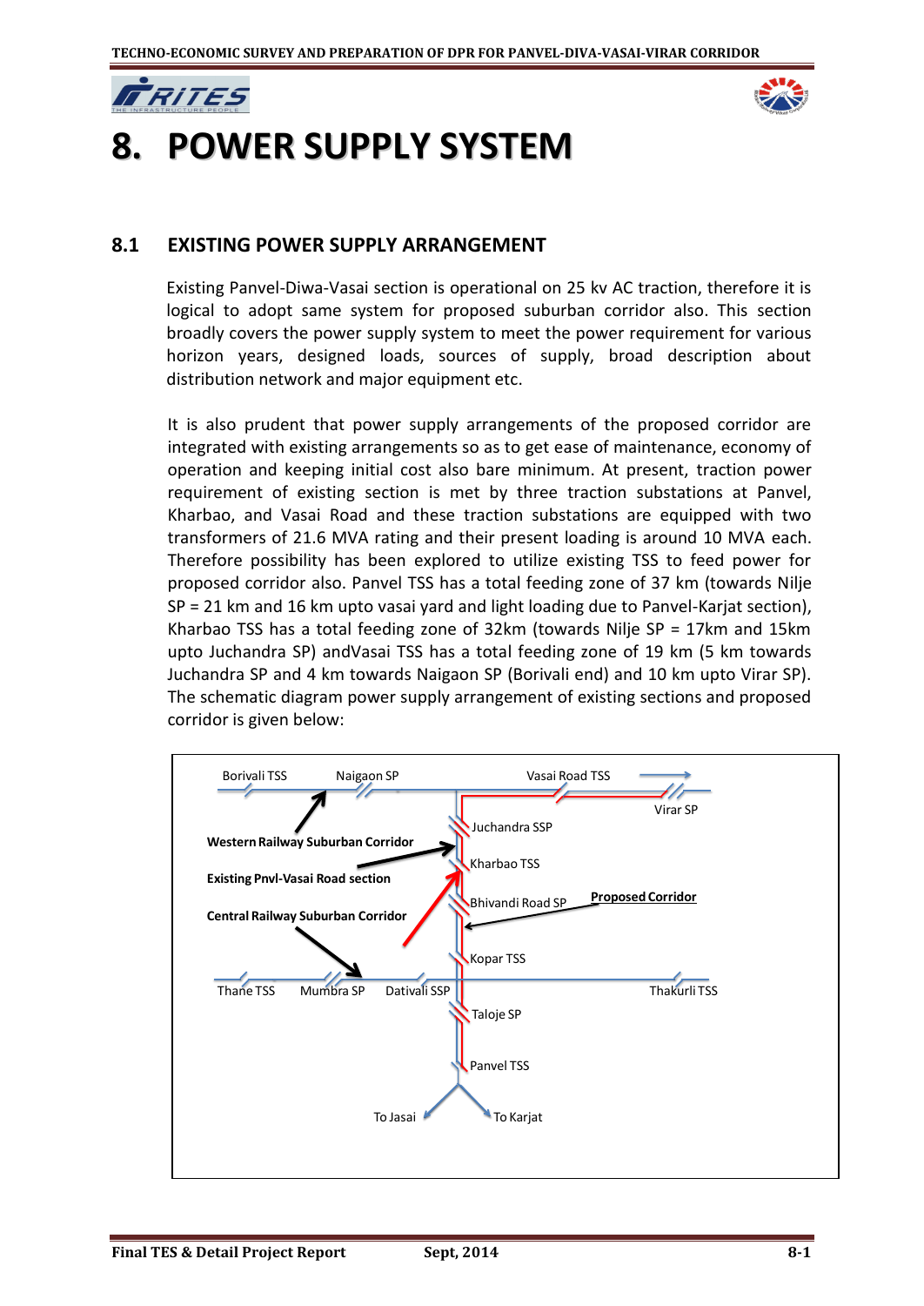# 8. POWER SUPPLY SYSTEM

## 8.1 EXISTING POWER SUPPLY ARRANGEMENT

Existing Panvel-Diwa-Vasai section is operational on 25 kv AC traction, therefore it is logical to adopt same system for proposed suburban corridor also. This section broadly covers the power supply system to meet the power requirement for various horizon years, designed loads, sources of supply, broad description about distribution network and major equipment etc.

It is also prudent that power supply arrangements of the proposed corridor are integrated with existing arrangements so as to get ease of maintenance, economy of operation and keeping initial cost also bare minimum. At present, traction power requirement of existing section is met by three traction substations at Panvel, Kharbao, and Vasai Road and these traction substations are equipped with two transformers of 21.6 MVA rating and their present loading is around 10 MVA each. Therefore possibility has been explored to utilize existing TSS to feed power for proposed corridor also. Panvel TSS has a total feeding zone of 37 km (towards Nilje SP = 21 km and 16 km upto vasai yard and light loading due to Panvel-Karjat section), Kharbao TSS has a total feeding zone of 32km (towards Nilje SP = 17km and 15km upto Juchandra SP) andVasai TSS has a total feeding zone of 19 km (5 km towards Juchandra SP and 4 km towards Naigaon SP (Borivali end) and 10 km upto Virar SP). The schematic diagram power supply arrangement of existing sections and proposed corridor is given below:

Borivali TSS | Naigaon SP | Vasai Road TSS | Virar SP | Juchandra SSP | Kharbao TSS | Bhivandi Road SP | Proposed Corridor | Kopar TSS | Thane TSS | Mumbra SP | Dativali SSP | Thakurli TSS | Taloje SP | Panvel TSS | To Jasai | To Karjat

Western Railway Suburban Corridor

Existing Pnvl-Vasai Road section

Central Railway Suburban Corridor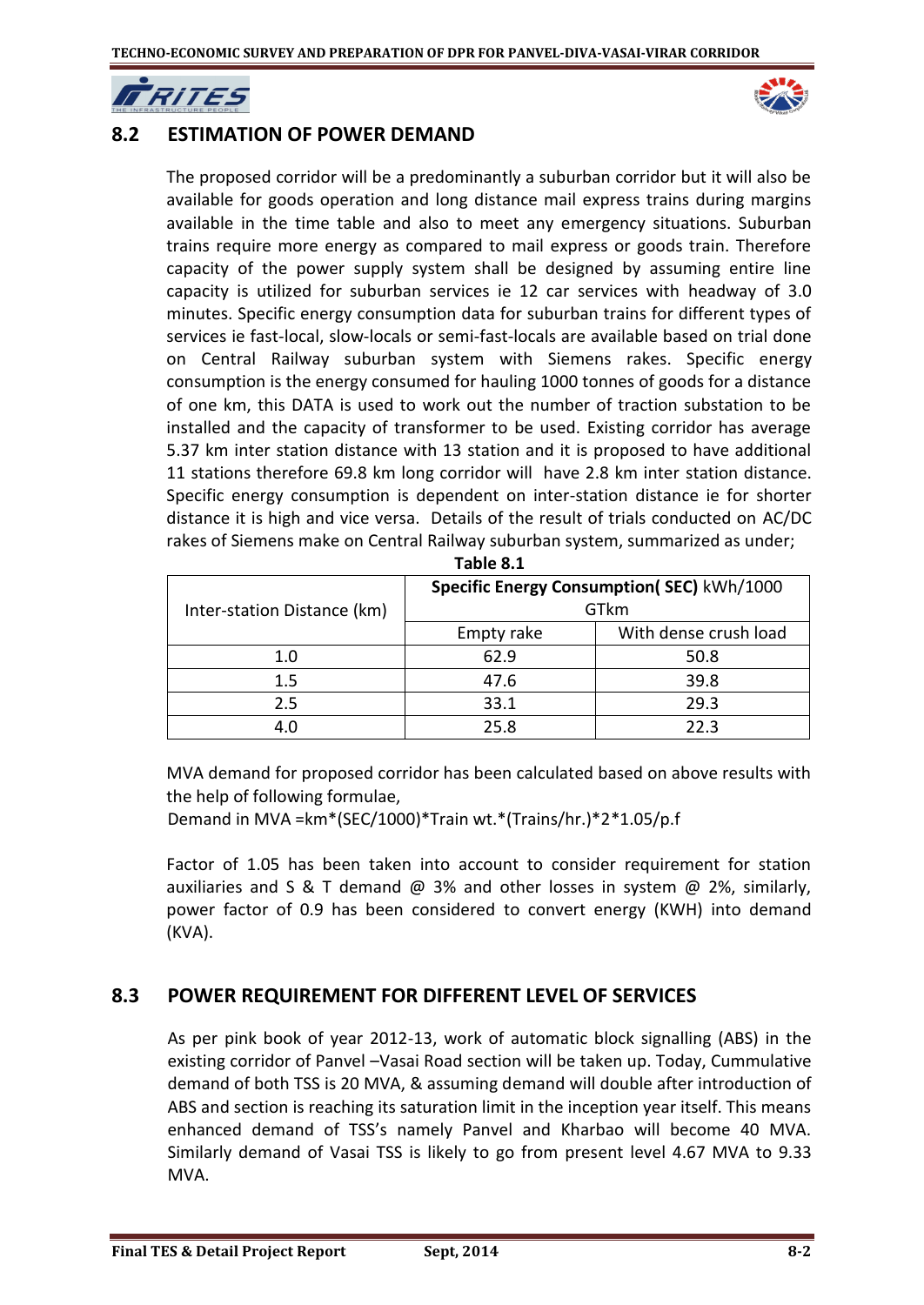## 8.2 ESTIMATION OF POWER DEMAND

The proposed corridor will be a predominantly a suburban corridor but it will also be available for goods operation and long distance mail express trains during margins available in the time table and also to meet any emergency situations. Suburban trains require more energy as compared to mail express or goods train. Therefore capacity of the power supply system shall be designed by assuming entire line capacity is utilized for suburban services ie 12 car services with headway of 3.0 minutes. Specific energy consumption data for suburban trains for different types of services ie fast-local, slow-locals or semi-fast-locals are available based on trial done on Central Railway suburban system with Siemens rakes. Specific energy consumption is the energy consumed for hauling 1000 tonnes of goods for a distance of one km, this DATA is used to work out the number of traction substation to be installed and the capacity of transformer to be used. Existing corridor has average 5.37 km inter station distance with 13 station and it is proposed to have additional 11 stations therefore 69.8 km long corridor will have 2.8 km inter station distance. Specific energy consumption is dependent on inter-station distance ie for shorter distance it is high and vice versa. Details of the result of trials conducted on AC/DC rakes of Siemens make on Central Railway suburban system, summarized as under;

**Table 8.1**

| Inter-station Distance (km) | **Specific Energy Consumption( SEC)** kWh/1000 GTkm | |
|---|---|---|
| | Empty rake | With dense crush load |
| 1.0 | 62.9 | 50.8 |
| 1.5 | 47.6 | 39.8 |
| 2.5 | 33.1 | 29.3 |
| 4.0 | 25.8 | 22.3 |

MVA demand for proposed corridor has been calculated based on above results with the help of following formulae,

Demand in MVA =km*(SEC/1000)*Train wt.*(Trains/hr.)*2*1.05/p.f

Factor of 1.05 has been taken into account to consider requirement for station auxiliaries and S & T demand @ 3% and other losses in system @ 2%, similarly, power factor of 0.9 has been considered to convert energy (KWH) into demand (KVA).

## 8.3 POWER REQUIREMENT FOR DIFFERENT LEVEL OF SERVICES

As per pink book of year 2012-13, work of automatic block signalling (ABS) in the existing corridor of Panvel –Vasai Road section will be taken up. Today, Cummulative demand of both TSS is 20 MVA, & assuming demand will double after introduction of ABS and section is reaching its saturation limit in the inception year itself. This means enhanced demand of TSS's namely Panvel and Kharbao will become 40 MVA. Similarly demand of Vasai TSS is likely to go from present level 4.67 MVA to 9.33 MVA.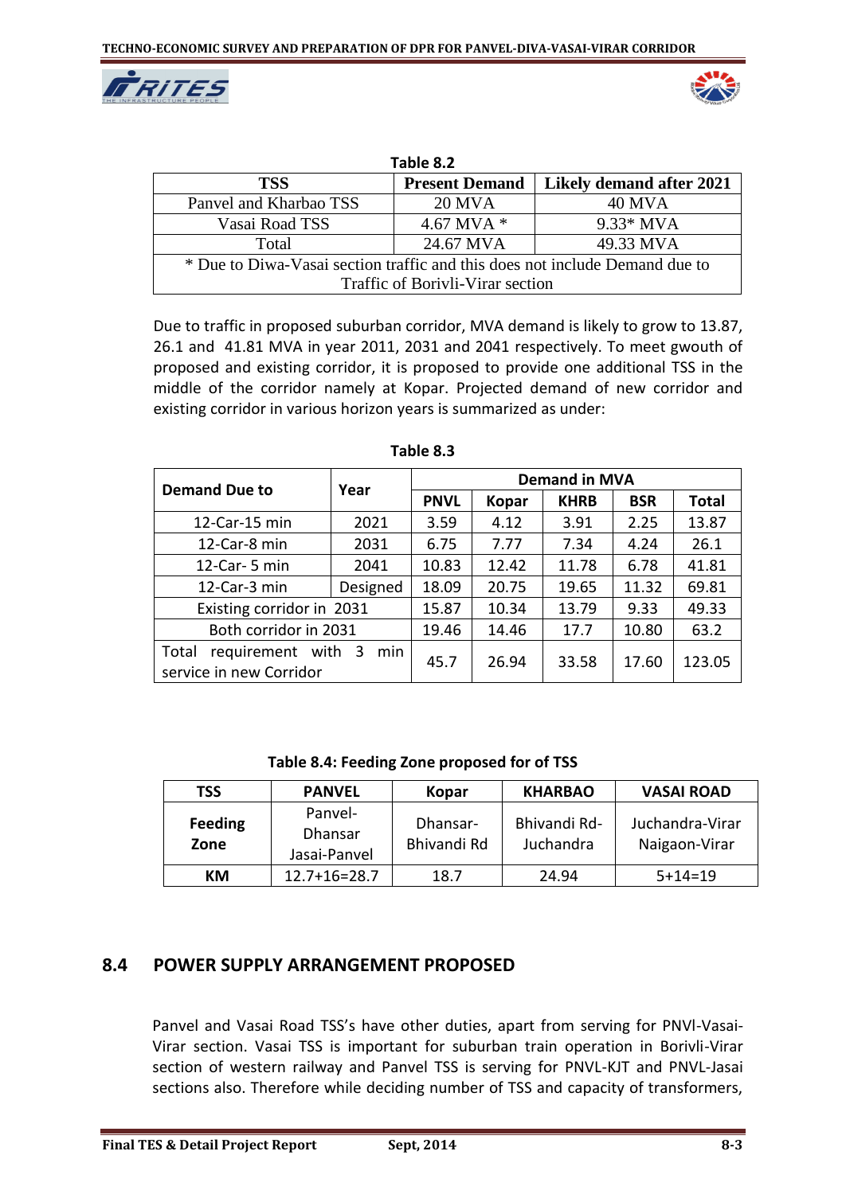**Table 8.2**

| TSS | Present Demand | Likely demand after 2021 |
|---|---|---|
| Panvel and Kharbao TSS | 20 MVA | 40 MVA |
| Vasai Road TSS | 4.67 MVA * | 9.33* MVA |
| Total | 24.67 MVA | 49.33 MVA |
| * Due to Diwa-Vasai section traffic and this does not include Demand due to Traffic of Borivli-Virar section | | |

Due to traffic in proposed suburban corridor, MVA demand is likely to grow to 13.87, 26.1 and 41.81 MVA in year 2011, 2031 and 2041 respectively. To meet gwouth of proposed and existing corridor, it is proposed to provide one additional TSS in the middle of the corridor namely at Kopar. Projected demand of new corridor and existing corridor in various horizon years is summarized as under:

**Table 8.3**

| Demand Due to | Year | Demand in MVA | | | | |
|---|---|---|---|---|---|---|
| | | PNVL | Kopar | KHRB | BSR | Total |
| 12-Car-15 min | 2021 | 3.59 | 4.12 | 3.91 | 2.25 | 13.87 |
| 12-Car-8 min | 2031 | 6.75 | 7.77 | 7.34 | 4.24 | 26.1 |
| 12-Car- 5 min | 2041 | 10.83 | 12.42 | 11.78 | 6.78 | 41.81 |
| 12-Car-3 min | Designed | 18.09 | 20.75 | 19.65 | 11.32 | 69.81 |
| Existing corridor in 2031 | | 15.87 | 10.34 | 13.79 | 9.33 | 49.33 |
| Both corridor in 2031 | | 19.46 | 14.46 | 17.7 | 10.80 | 63.2 |
| Total requirement with 3 min service in new Corridor | | 45.7 | 26.94 | 33.58 | 17.60 | 123.05 |

**Table 8.4: Feeding Zone proposed for of TSS**

| TSS | PANVEL | Kopar | KHARBAO | VASAI ROAD |
|---|---|---|---|---|
| **Feeding Zone** | Panvel-Dhansar Jasai-Panvel | Dhansar-Bhivandi Rd | Bhivandi Rd-Juchandra | Juchandra-Virar Naigaon-Virar |
| **KM** | 12.7+16=28.7 | 18.7 | 24.94 | 5+14=19 |

## 8.4 POWER SUPPLY ARRANGEMENT PROPOSED

Panvel and Vasai Road TSS's have other duties, apart from serving for PNVl-Vasai-Virar section. Vasai TSS is important for suburban train operation in Borivli-Virar section of western railway and Panvel TSS is serving for PNVL-KJT and PNVL-Jasai sections also. Therefore while deciding number of TSS and capacity of transformers,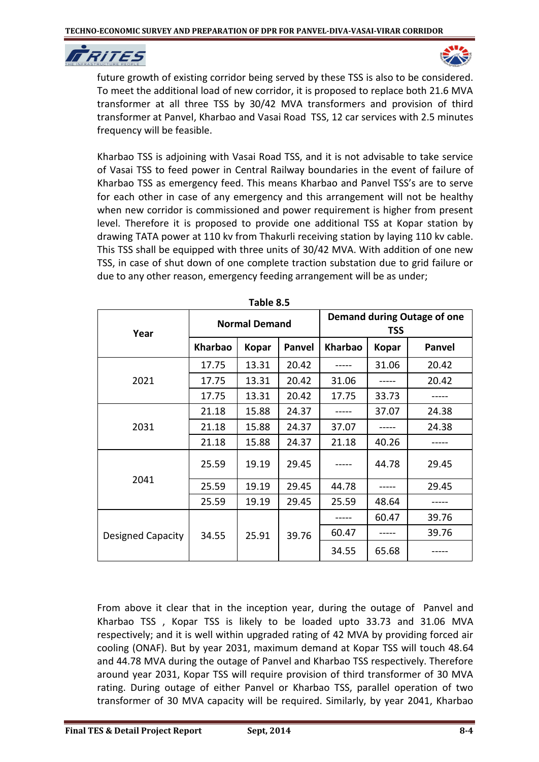future growth of existing corridor being served by these TSS is also to be considered. To meet the additional load of new corridor, it is proposed to replace both 21.6 MVA transformer at all three TSS by 30/42 MVA transformers and provision of third transformer at Panvel, Kharbao and Vasai Road TSS, 12 car services with 2.5 minutes frequency will be feasible.

Kharbao TSS is adjoining with Vasai Road TSS, and it is not advisable to take service of Vasai TSS to feed power in Central Railway boundaries in the event of failure of Kharbao TSS as emergency feed. This means Kharbao and Panvel TSS's are to serve for each other in case of any emergency and this arrangement will not be healthy when new corridor is commissioned and power requirement is higher from present level. Therefore it is proposed to provide one additional TSS at Kopar station by drawing TATA power at 110 kv from Thakurli receiving station by laying 110 kv cable. This TSS shall be equipped with three units of 30/42 MVA. With addition of one new TSS, in case of shut down of one complete traction substation due to grid failure or due to any other reason, emergency feeding arrangement will be as under;

**Table 8.5**

| Year | Normal Demand | | | Demand during Outage of one TSS | | |
|---|---|---|---|---|---|---|
| | Kharbao | Kopar | Panvel | Kharbao | Kopar | Panvel |
| 2021 | 17.75 | 13.31 | 20.42 | ----- | 31.06 | 20.42 |
| | 17.75 | 13.31 | 20.42 | 31.06 | ----- | 20.42 |
| | 17.75 | 13.31 | 20.42 | 17.75 | 33.73 | ----- |
| 2031 | 21.18 | 15.88 | 24.37 | ----- | 37.07 | 24.38 |
| | 21.18 | 15.88 | 24.37 | 37.07 | ----- | 24.38 |
| | 21.18 | 15.88 | 24.37 | 21.18 | 40.26 | ----- |
| 2041 | 25.59 | 19.19 | 29.45 | ----- | 44.78 | 29.45 |
| | 25.59 | 19.19 | 29.45 | 44.78 | ----- | 29.45 |
| | 25.59 | 19.19 | 29.45 | 25.59 | 48.64 | ----- |
| Designed Capacity | 34.55 | 25.91 | 39.76 | ----- | 60.47 | 39.76 |
| | | | | 60.47 | ----- | 39.76 |
| | | | | 34.55 | 65.68 | ----- |

From above it clear that in the inception year, during the outage of Panvel and Kharbao TSS , Kopar TSS is likely to be loaded upto 33.73 and 31.06 MVA respectively; and it is well within upgraded rating of 42 MVA by providing forced air cooling (ONAF). But by year 2031, maximum demand at Kopar TSS will touch 48.64 and 44.78 MVA during the outage of Panvel and Kharbao TSS respectively. Therefore around year 2031, Kopar TSS will require provision of third transformer of 30 MVA rating. During outage of either Panvel or Kharbao TSS, parallel operation of two transformer of 30 MVA capacity will be required. Similarly, by year 2041, Kharbao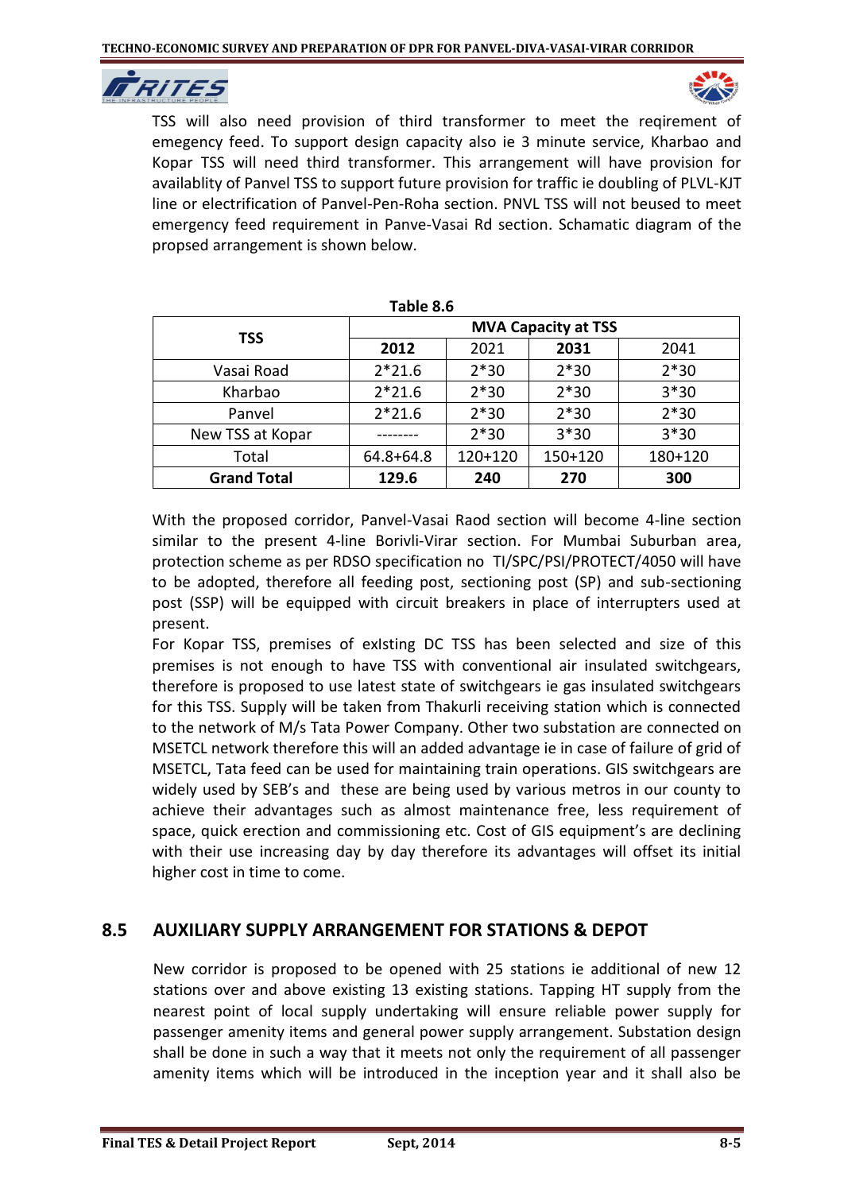TSS will also need provision of third transformer to meet the reqirement of emegency feed. To support design capacity also ie 3 minute service, Kharbao and Kopar TSS will need third transformer. This arrangement will have provision for availablity of Panvel TSS to support future provision for traffic ie doubling of PLVL-KJT line or electrification of Panvel-Pen-Roha section. PNVL TSS will not beused to meet emergency feed requirement in Panve-Vasai Rd section. Schamatic diagram of the propsed arrangement is shown below.

**Table 8.6**

| TSS | MVA Capacity at TSS | | | |
|---|---|---|---|---|
| | **2012** | 2021 | **2031** | 2041 |
| Vasai Road | 2*21.6 | 2*30 | 2*30 | 2*30 |
| Kharbao | 2*21.6 | 2*30 | 2*30 | 3*30 |
| Panvel | 2*21.6 | 2*30 | 2*30 | 2*30 |
| New TSS at Kopar | -------- | 2*30 | 3*30 | 3*30 |
| Total | 64.8+64.8 | 120+120 | 150+120 | 180+120 |
| **Grand Total** | **129.6** | **240** | **270** | **300** |

With the proposed corridor, Panvel-Vasai Raod section will become 4-line section similar to the present 4-line Borivli-Virar section. For Mumbai Suburban area, protection scheme as per RDSO specification no TI/SPC/PSI/PROTECT/4050 will have to be adopted, therefore all feeding post, sectioning post (SP) and sub-sectioning post (SSP) will be equipped with circuit breakers in place of interrupters used at present.

For Kopar TSS, premises of exIsting DC TSS has been selected and size of this premises is not enough to have TSS with conventional air insulated switchgears, therefore is proposed to use latest state of switchgears ie gas insulated switchgears for this TSS. Supply will be taken from Thakurli receiving station which is connected to the network of M/s Tata Power Company. Other two substation are connected on MSETCL network therefore this will an added advantage ie in case of failure of grid of MSETCL, Tata feed can be used for maintaining train operations. GIS switchgears are widely used by SEB's and these are being used by various metros in our county to achieve their advantages such as almost maintenance free, less requirement of space, quick erection and commissioning etc. Cost of GIS equipment's are declining with their use increasing day by day therefore its advantages will offset its initial higher cost in time to come.

## 8.5 AUXILIARY SUPPLY ARRANGEMENT FOR STATIONS & DEPOT

New corridor is proposed to be opened with 25 stations ie additional of new 12 stations over and above existing 13 existing stations. Tapping HT supply from the nearest point of local supply undertaking will ensure reliable power supply for passenger amenity items and general power supply arrangement. Substation design shall be done in such a way that it meets not only the requirement of all passenger amenity items which will be introduced in the inception year and it shall also be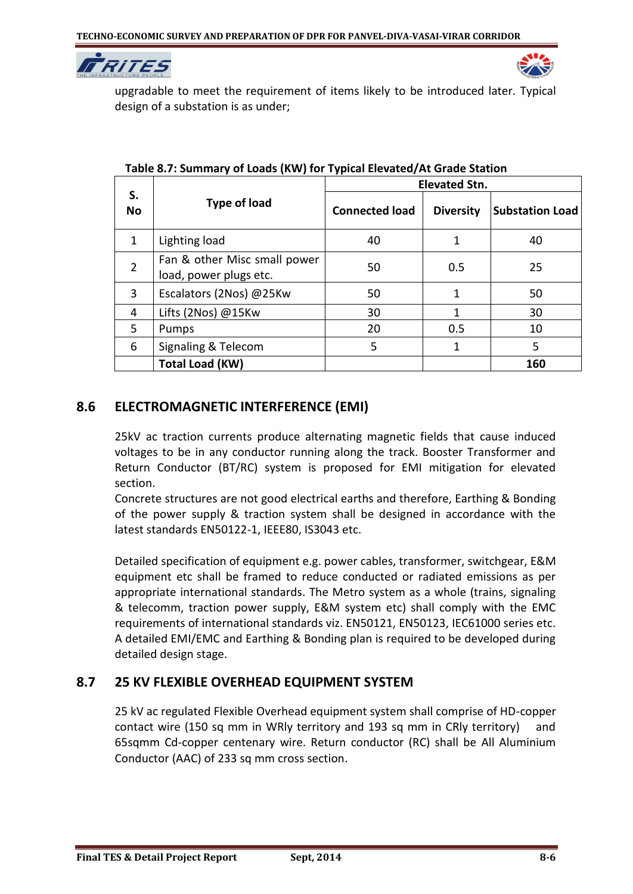upgradable to meet the requirement of items likely to be introduced later. Typical design of a substation is as under;

**Table 8.7: Summary of Loads (KW) for Typical Elevated/At Grade Station**

| S. No | Type of load | Elevated Stn. | | |
|---|---|---|---|---|
| | | Connected load | Diversity | Substation Load |
| 1 | Lighting load | 40 | 1 | 40 |
| 2 | Fan & other Misc small power load, power plugs etc. | 50 | 0.5 | 25 |
| 3 | Escalators (2Nos) @25Kw | 50 | 1 | 50 |
| 4 | Lifts (2Nos) @15Kw | 30 | 1 | 30 |
| 5 | Pumps | 20 | 0.5 | 10 |
| 6 | Signaling & Telecom | 5 | 1 | 5 |
| | **Total Load (KW)** | | | **160** |

## 8.6 ELECTROMAGNETIC INTERFERENCE (EMI)

25kV ac traction currents produce alternating magnetic fields that cause induced voltages to be in any conductor running along the track. Booster Transformer and Return Conductor (BT/RC) system is proposed for EMI mitigation for elevated section.

Concrete structures are not good electrical earths and therefore, Earthing & Bonding of the power supply & traction system shall be designed in accordance with the latest standards EN50122-1, IEEE80, IS3043 etc.

Detailed specification of equipment e.g. power cables, transformer, switchgear, E&M equipment etc shall be framed to reduce conducted or radiated emissions as per appropriate international standards. The Metro system as a whole (trains, signaling & telecomm, traction power supply, E&M system etc) shall comply with the EMC requirements of international standards viz. EN50121, EN50123, IEC61000 series etc. A detailed EMI/EMC and Earthing & Bonding plan is required to be developed during detailed design stage.

## 8.7 25 KV FLEXIBLE OVERHEAD EQUIPMENT SYSTEM

25 kV ac regulated Flexible Overhead equipment system shall comprise of HD-copper contact wire (150 sq mm in WRly territory and 193 sq mm in CRly territory) and 65sqmm Cd-copper centenary wire. Return conductor (RC) shall be All Aluminium Conductor (AAC) of 233 sq mm cross section.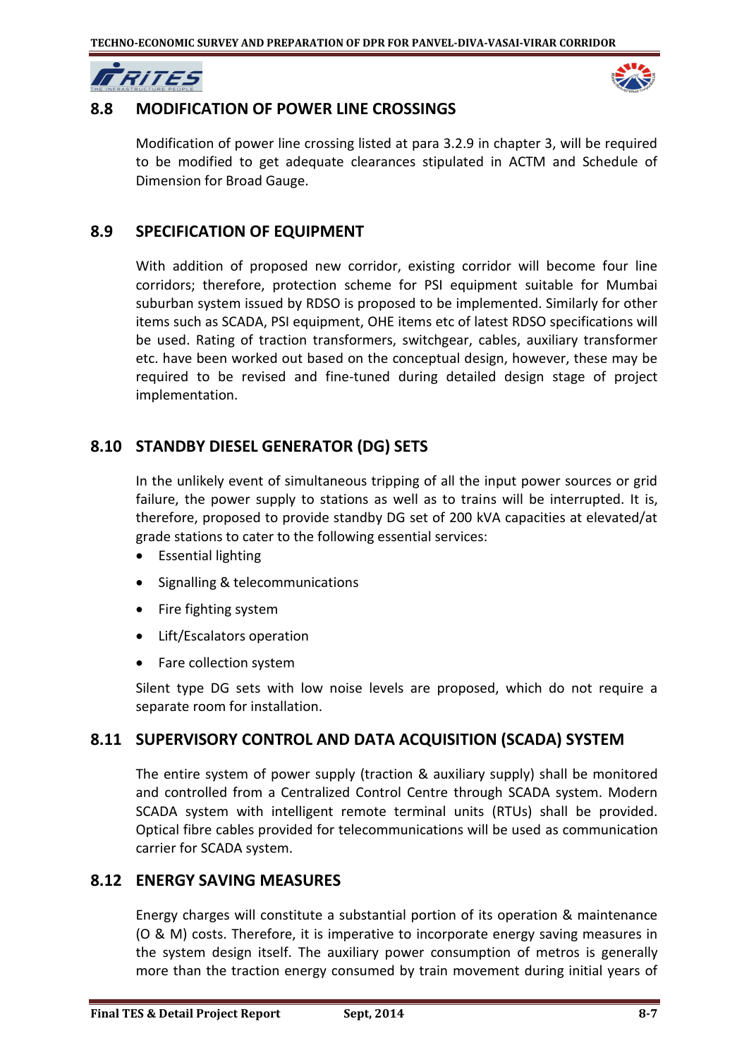## 8.8 MODIFICATION OF POWER LINE CROSSINGS

Modification of power line crossing listed at para 3.2.9 in chapter 3, will be required to be modified to get adequate clearances stipulated in ACTM and Schedule of Dimension for Broad Gauge.

## 8.9 SPECIFICATION OF EQUIPMENT

With addition of proposed new corridor, existing corridor will become four line corridors; therefore, protection scheme for PSI equipment suitable for Mumbai suburban system issued by RDSO is proposed to be implemented. Similarly for other items such as SCADA, PSI equipment, OHE items etc of latest RDSO specifications will be used. Rating of traction transformers, switchgear, cables, auxiliary transformer etc. have been worked out based on the conceptual design, however, these may be required to be revised and fine-tuned during detailed design stage of project implementation.

## 8.10 STANDBY DIESEL GENERATOR (DG) SETS

In the unlikely event of simultaneous tripping of all the input power sources or grid failure, the power supply to stations as well as to trains will be interrupted. It is, therefore, proposed to provide standby DG set of 200 kVA capacities at elevated/at grade stations to cater to the following essential services:

- Essential lighting
- Signalling & telecommunications
- Fire fighting system
- Lift/Escalators operation
- Fare collection system

Silent type DG sets with low noise levels are proposed, which do not require a separate room for installation.

## 8.11 SUPERVISORY CONTROL AND DATA ACQUISITION (SCADA) SYSTEM

The entire system of power supply (traction & auxiliary supply) shall be monitored and controlled from a Centralized Control Centre through SCADA system. Modern SCADA system with intelligent remote terminal units (RTUs) shall be provided. Optical fibre cables provided for telecommunications will be used as communication carrier for SCADA system.

## 8.12 ENERGY SAVING MEASURES

Energy charges will constitute a substantial portion of its operation & maintenance (O & M) costs. Therefore, it is imperative to incorporate energy saving measures in the system design itself. The auxiliary power consumption of metros is generally more than the traction energy consumed by train movement during initial years of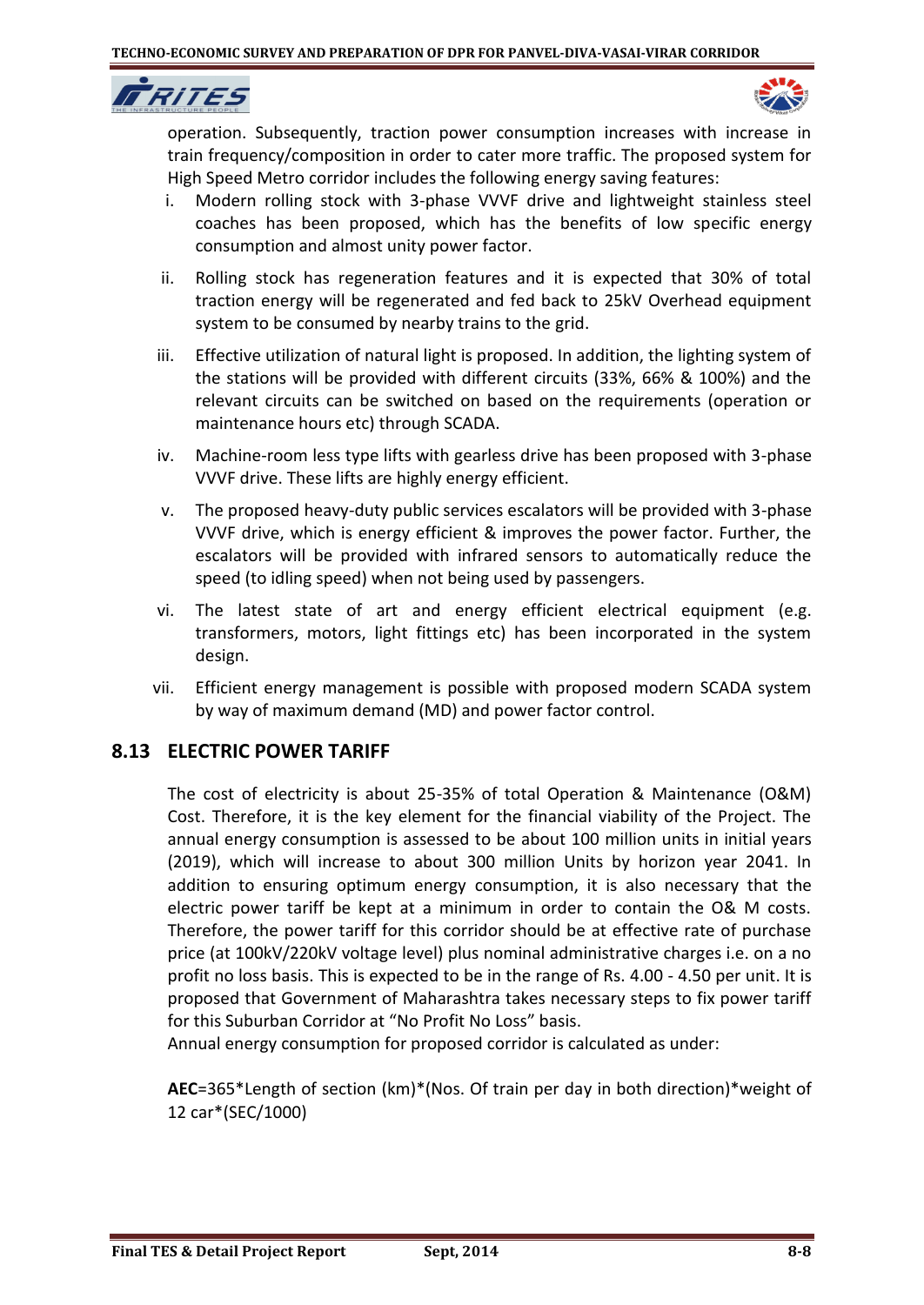operation. Subsequently, traction power consumption increases with increase in train frequency/composition in order to cater more traffic. The proposed system for High Speed Metro corridor includes the following energy saving features:

i. Modern rolling stock with 3-phase VVVF drive and lightweight stainless steel coaches has been proposed, which has the benefits of low specific energy consumption and almost unity power factor.

ii. Rolling stock has regeneration features and it is expected that 30% of total traction energy will be regenerated and fed back to 25kV Overhead equipment system to be consumed by nearby trains to the grid.

iii. Effective utilization of natural light is proposed. In addition, the lighting system of the stations will be provided with different circuits (33%, 66% & 100%) and the relevant circuits can be switched on based on the requirements (operation or maintenance hours etc) through SCADA.

iv. Machine-room less type lifts with gearless drive has been proposed with 3-phase VVVF drive. These lifts are highly energy efficient.

v. The proposed heavy-duty public services escalators will be provided with 3-phase VVVF drive, which is energy efficient & improves the power factor. Further, the escalators will be provided with infrared sensors to automatically reduce the speed (to idling speed) when not being used by passengers.

vi. The latest state of art and energy efficient electrical equipment (e.g. transformers, motors, light fittings etc) has been incorporated in the system design.

vii. Efficient energy management is possible with proposed modern SCADA system by way of maximum demand (MD) and power factor control.

## 8.13 ELECTRIC POWER TARIFF

The cost of electricity is about 25-35% of total Operation & Maintenance (O&M) Cost. Therefore, it is the key element for the financial viability of the Project. The annual energy consumption is assessed to be about 100 million units in initial years (2019), which will increase to about 300 million Units by horizon year 2041. In addition to ensuring optimum energy consumption, it is also necessary that the electric power tariff be kept at a minimum in order to contain the O& M costs. Therefore, the power tariff for this corridor should be at effective rate of purchase price (at 100kV/220kV voltage level) plus nominal administrative charges i.e. on a no profit no loss basis. This is expected to be in the range of Rs. 4.00 - 4.50 per unit. It is proposed that Government of Maharashtra takes necessary steps to fix power tariff for this Suburban Corridor at "No Profit No Loss" basis.

Annual energy consumption for proposed corridor is calculated as under:

**AEC**=365*Length of section (km)*(Nos. Of train per day in both direction)*weight of 12 car*(SEC/1000)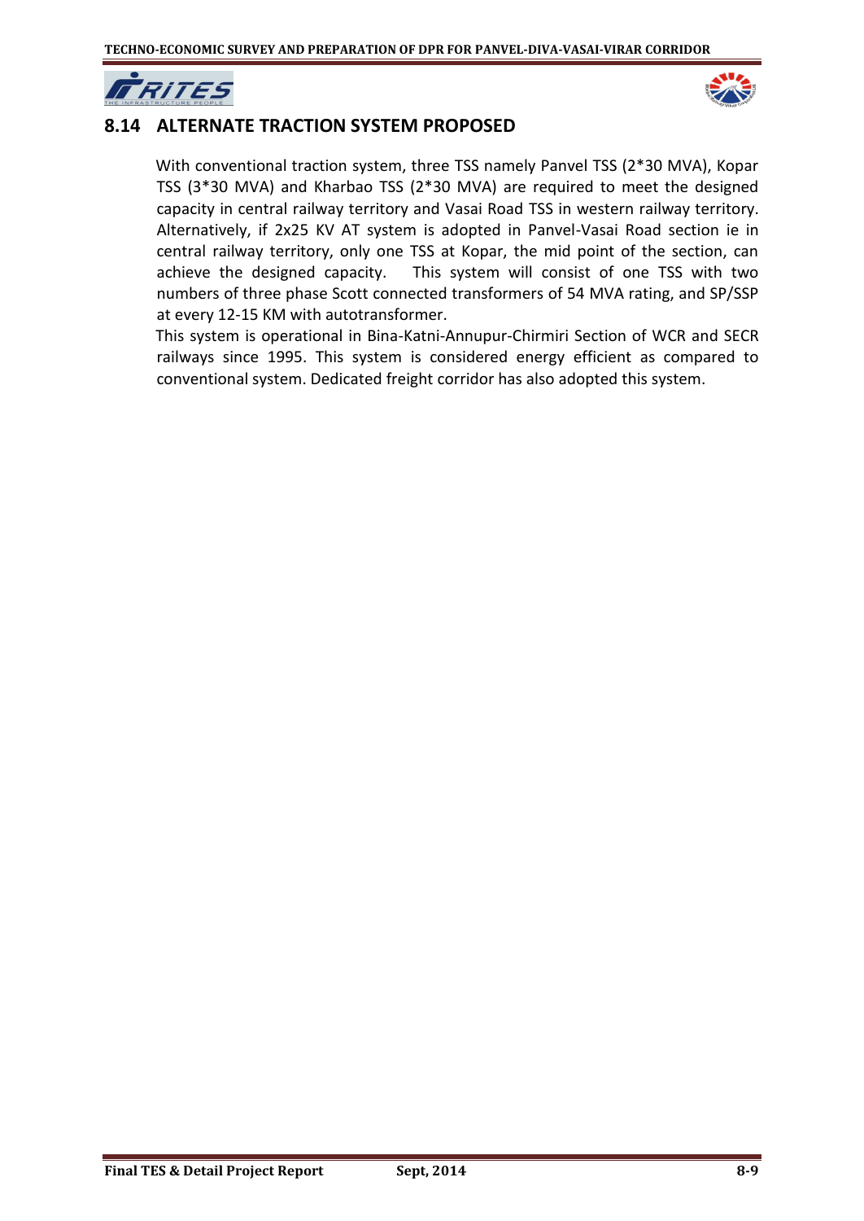## 8.14 ALTERNATE TRACTION SYSTEM PROPOSED

With conventional traction system, three TSS namely Panvel TSS (2*30 MVA), Kopar TSS (3*30 MVA) and Kharbao TSS (2*30 MVA) are required to meet the designed capacity in central railway territory and Vasai Road TSS in western railway territory. Alternatively, if 2x25 KV AT system is adopted in Panvel-Vasai Road section ie in central railway territory, only one TSS at Kopar, the mid point of the section, can achieve the designed capacity. This system will consist of one TSS with two numbers of three phase Scott connected transformers of 54 MVA rating, and SP/SSP at every 12-15 KM with autotransformer.

This system is operational in Bina-Katni-Annupur-Chirmiri Section of WCR and SECR railways since 1995. This system is considered energy efficient as compared to conventional system. Dedicated freight corridor has also adopted this system.